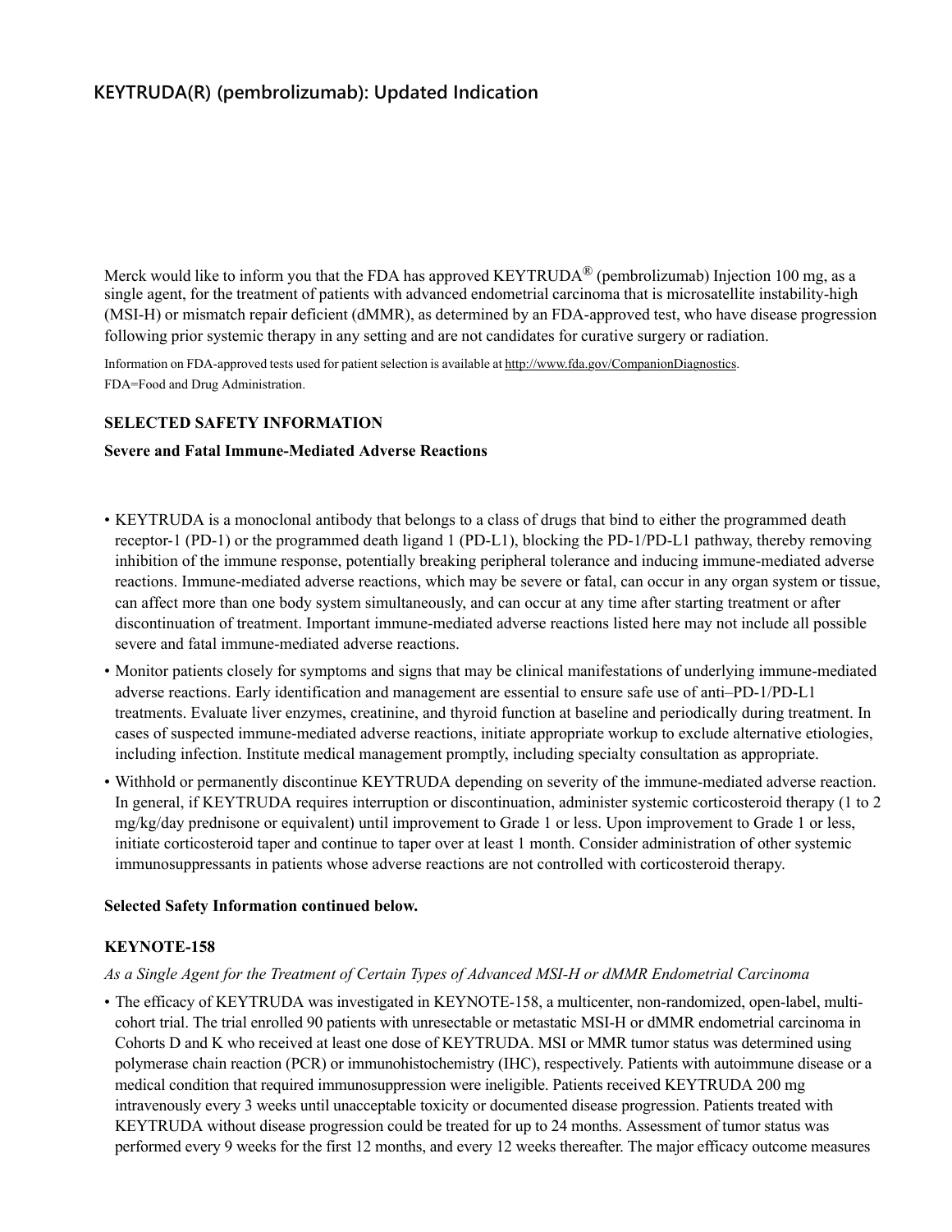# KEYTRUDA(R) (pembrolizumab): Updated Indication

Merck would like to inform you that the FDA has approved KEYTRUDA® (pembrolizumab) Injection 100 mg, as a single agent, for the treatment of patients with advanced endometrial carcinoma that is microsatellite instability-high (MSI-H) or mismatch repair deficient (dMMR), as determined by an FDA-approved test, who have disease progression following prior systemic therapy in any setting and are not candidates for curative surgery or radiation.

Information on FDA-approved tests used for patient selection is available at http://www.fda.gov/CompanionDiagnostics.
FDA=Food and Drug Administration.

**SELECTED SAFETY INFORMATION**

**Severe and Fatal Immune-Mediated Adverse Reactions**

- KEYTRUDA is a monoclonal antibody that belongs to a class of drugs that bind to either the programmed death receptor-1 (PD-1) or the programmed death ligand 1 (PD-L1), blocking the PD-1/PD-L1 pathway, thereby removing inhibition of the immune response, potentially breaking peripheral tolerance and inducing immune-mediated adverse reactions. Immune-mediated adverse reactions, which may be severe or fatal, can occur in any organ system or tissue, can affect more than one body system simultaneously, and can occur at any time after starting treatment or after discontinuation of treatment. Important immune-mediated adverse reactions listed here may not include all possible severe and fatal immune-mediated adverse reactions.
- Monitor patients closely for symptoms and signs that may be clinical manifestations of underlying immune-mediated adverse reactions. Early identification and management are essential to ensure safe use of anti–PD-1/PD-L1 treatments. Evaluate liver enzymes, creatinine, and thyroid function at baseline and periodically during treatment. In cases of suspected immune-mediated adverse reactions, initiate appropriate workup to exclude alternative etiologies, including infection. Institute medical management promptly, including specialty consultation as appropriate.
- Withhold or permanently discontinue KEYTRUDA depending on severity of the immune-mediated adverse reaction. In general, if KEYTRUDA requires interruption or discontinuation, administer systemic corticosteroid therapy (1 to 2 mg/kg/day prednisone or equivalent) until improvement to Grade 1 or less. Upon improvement to Grade 1 or less, initiate corticosteroid taper and continue to taper over at least 1 month. Consider administration of other systemic immunosuppressants in patients whose adverse reactions are not controlled with corticosteroid therapy.

**Selected Safety Information continued below.**

**KEYNOTE-158**

*As a Single Agent for the Treatment of Certain Types of Advanced MSI-H or dMMR Endometrial Carcinoma*

- The efficacy of KEYTRUDA was investigated in KEYNOTE-158, a multicenter, non-randomized, open-label, multi-cohort trial. The trial enrolled 90 patients with unresectable or metastatic MSI-H or dMMR endometrial carcinoma in Cohorts D and K who received at least one dose of KEYTRUDA. MSI or MMR tumor status was determined using polymerase chain reaction (PCR) or immunohistochemistry (IHC), respectively. Patients with autoimmune disease or a medical condition that required immunosuppression were ineligible. Patients received KEYTRUDA 200 mg intravenously every 3 weeks until unacceptable toxicity or documented disease progression. Patients treated with KEYTRUDA without disease progression could be treated for up to 24 months. Assessment of tumor status was performed every 9 weeks for the first 12 months, and every 12 weeks thereafter. The major efficacy outcome measures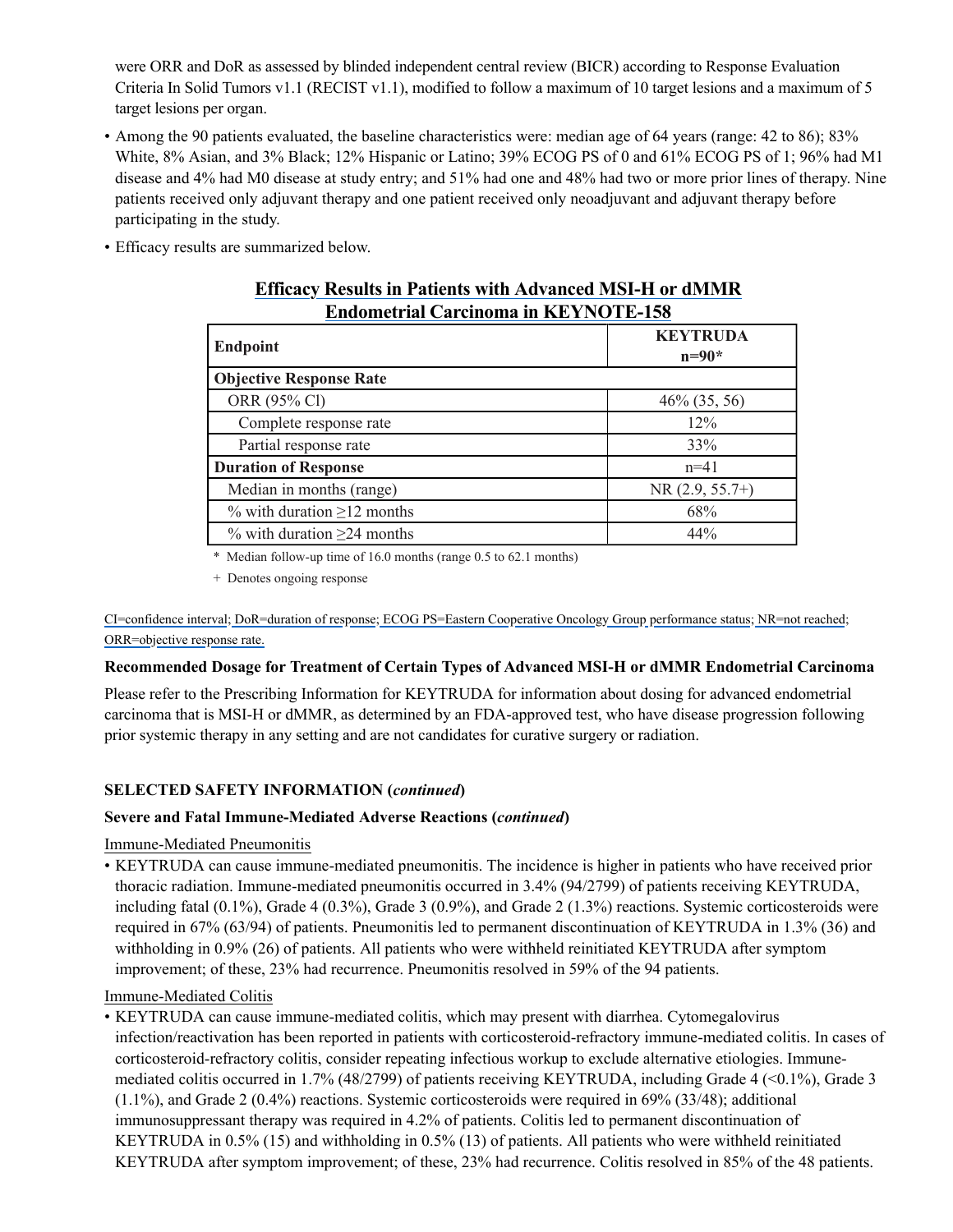were ORR and DoR as assessed by blinded independent central review (BICR) according to Response Evaluation Criteria In Solid Tumors v1.1 (RECIST v1.1), modified to follow a maximum of 10 target lesions and a maximum of 5 target lesions per organ.

- Among the 90 patients evaluated, the baseline characteristics were: median age of 64 years (range: 42 to 86); 83% White, 8% Asian, and 3% Black; 12% Hispanic or Latino; 39% ECOG PS of 0 and 61% ECOG PS of 1; 96% had M1 disease and 4% had M0 disease at study entry; and 51% had one and 48% had two or more prior lines of therapy. Nine patients received only adjuvant therapy and one patient received only neoadjuvant and adjuvant therapy before participating in the study.
- Efficacy results are summarized below.

**Efficacy Results in Patients with Advanced MSI-H or dMMR Endometrial Carcinoma in KEYNOTE-158**

| Endpoint | KEYTRUDA n=90* |
|---|---|
| **Objective Response Rate** | |
| ORR (95% CI) | 46% (35, 56) |
| Complete response rate | 12% |
| Partial response rate | 33% |
| **Duration of Response** | n=41 |
| Median in months (range) | NR (2.9, 55.7+) |
| % with duration ≥12 months | 68% |
| % with duration ≥24 months | 44% |

\* Median follow-up time of 16.0 months (range 0.5 to 62.1 months)

\+ Denotes ongoing response

CI=confidence interval; DoR=duration of response; ECOG PS=Eastern Cooperative Oncology Group performance status; NR=not reached; ORR=objective response rate.

**Recommended Dosage for Treatment of Certain Types of Advanced MSI-H or dMMR Endometrial Carcinoma**

Please refer to the Prescribing Information for KEYTRUDA for information about dosing for advanced endometrial carcinoma that is MSI-H or dMMR, as determined by an FDA-approved test, who have disease progression following prior systemic therapy in any setting and are not candidates for curative surgery or radiation.

**SELECTED SAFETY INFORMATION (*continued*)**

**Severe and Fatal Immune-Mediated Adverse Reactions (*continued*)**

Immune-Mediated Pneumonitis

- KEYTRUDA can cause immune-mediated pneumonitis. The incidence is higher in patients who have received prior thoracic radiation. Immune-mediated pneumonitis occurred in 3.4% (94/2799) of patients receiving KEYTRUDA, including fatal (0.1%), Grade 4 (0.3%), Grade 3 (0.9%), and Grade 2 (1.3%) reactions. Systemic corticosteroids were required in 67% (63/94) of patients. Pneumonitis led to permanent discontinuation of KEYTRUDA in 1.3% (36) and withholding in 0.9% (26) of patients. All patients who were withheld reinitiated KEYTRUDA after symptom improvement; of these, 23% had recurrence. Pneumonitis resolved in 59% of the 94 patients.

Immune-Mediated Colitis

- KEYTRUDA can cause immune-mediated colitis, which may present with diarrhea. Cytomegalovirus infection/reactivation has been reported in patients with corticosteroid-refractory immune-mediated colitis. In cases of corticosteroid-refractory colitis, consider repeating infectious workup to exclude alternative etiologies. Immune-mediated colitis occurred in 1.7% (48/2799) of patients receiving KEYTRUDA, including Grade 4 (<0.1%), Grade 3 (1.1%), and Grade 2 (0.4%) reactions. Systemic corticosteroids were required in 69% (33/48); additional immunosuppressant therapy was required in 4.2% of patients. Colitis led to permanent discontinuation of KEYTRUDA in 0.5% (15) and withholding in 0.5% (13) of patients. All patients who were withheld reinitiated KEYTRUDA after symptom improvement; of these, 23% had recurrence. Colitis resolved in 85% of the 48 patients.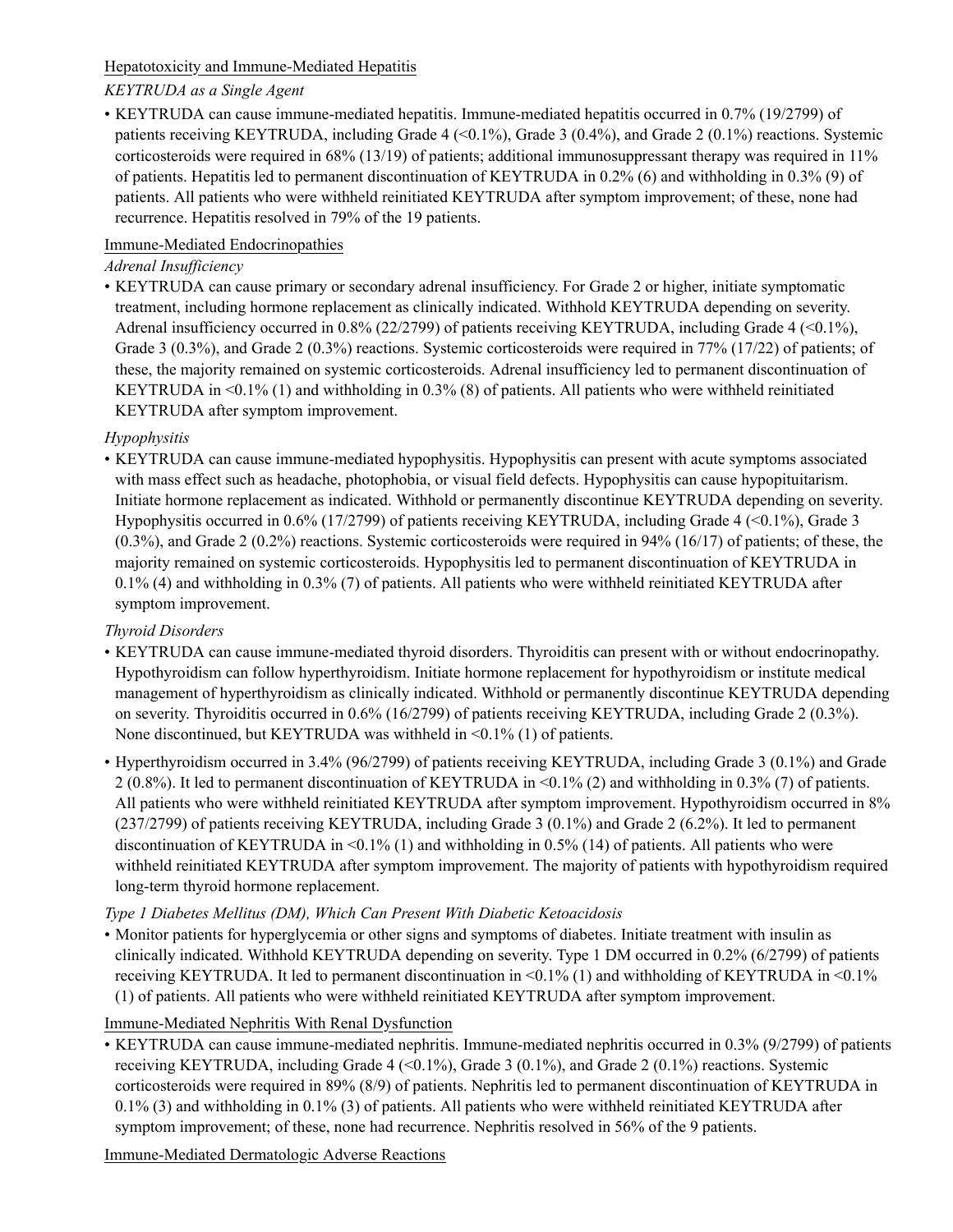Hepatotoxicity and Immune-Mediated Hepatitis

*KEYTRUDA as a Single Agent*

- KEYTRUDA can cause immune-mediated hepatitis. Immune-mediated hepatitis occurred in 0.7% (19/2799) of patients receiving KEYTRUDA, including Grade 4 (<0.1%), Grade 3 (0.4%), and Grade 2 (0.1%) reactions. Systemic corticosteroids were required in 68% (13/19) of patients; additional immunosuppressant therapy was required in 11% of patients. Hepatitis led to permanent discontinuation of KEYTRUDA in 0.2% (6) and withholding in 0.3% (9) of patients. All patients who were withheld reinitiated KEYTRUDA after symptom improvement; of these, none had recurrence. Hepatitis resolved in 79% of the 19 patients.

Immune-Mediated Endocrinopathies

*Adrenal Insufficiency*

- KEYTRUDA can cause primary or secondary adrenal insufficiency. For Grade 2 or higher, initiate symptomatic treatment, including hormone replacement as clinically indicated. Withhold KEYTRUDA depending on severity. Adrenal insufficiency occurred in 0.8% (22/2799) of patients receiving KEYTRUDA, including Grade 4 (<0.1%), Grade 3 (0.3%), and Grade 2 (0.3%) reactions. Systemic corticosteroids were required in 77% (17/22) of patients; of these, the majority remained on systemic corticosteroids. Adrenal insufficiency led to permanent discontinuation of KEYTRUDA in <0.1% (1) and withholding in 0.3% (8) of patients. All patients who were withheld reinitiated KEYTRUDA after symptom improvement.

*Hypophysitis*

- KEYTRUDA can cause immune-mediated hypophysitis. Hypophysitis can present with acute symptoms associated with mass effect such as headache, photophobia, or visual field defects. Hypophysitis can cause hypopituitarism. Initiate hormone replacement as indicated. Withhold or permanently discontinue KEYTRUDA depending on severity. Hypophysitis occurred in 0.6% (17/2799) of patients receiving KEYTRUDA, including Grade 4 (<0.1%), Grade 3 (0.3%), and Grade 2 (0.2%) reactions. Systemic corticosteroids were required in 94% (16/17) of patients; of these, the majority remained on systemic corticosteroids. Hypophysitis led to permanent discontinuation of KEYTRUDA in 0.1% (4) and withholding in 0.3% (7) of patients. All patients who were withheld reinitiated KEYTRUDA after symptom improvement.

*Thyroid Disorders*

- KEYTRUDA can cause immune-mediated thyroid disorders. Thyroiditis can present with or without endocrinopathy. Hypothyroidism can follow hyperthyroidism. Initiate hormone replacement for hypothyroidism or institute medical management of hyperthyroidism as clinically indicated. Withhold or permanently discontinue KEYTRUDA depending on severity. Thyroiditis occurred in 0.6% (16/2799) of patients receiving KEYTRUDA, including Grade 2 (0.3%). None discontinued, but KEYTRUDA was withheld in <0.1% (1) of patients.
- Hyperthyroidism occurred in 3.4% (96/2799) of patients receiving KEYTRUDA, including Grade 3 (0.1%) and Grade 2 (0.8%). It led to permanent discontinuation of KEYTRUDA in <0.1% (2) and withholding in 0.3% (7) of patients. All patients who were withheld reinitiated KEYTRUDA after symptom improvement. Hypothyroidism occurred in 8% (237/2799) of patients receiving KEYTRUDA, including Grade 3 (0.1%) and Grade 2 (6.2%). It led to permanent discontinuation of KEYTRUDA in <0.1% (1) and withholding in 0.5% (14) of patients. All patients who were withheld reinitiated KEYTRUDA after symptom improvement. The majority of patients with hypothyroidism required long-term thyroid hormone replacement.

*Type 1 Diabetes Mellitus (DM), Which Can Present With Diabetic Ketoacidosis*

- Monitor patients for hyperglycemia or other signs and symptoms of diabetes. Initiate treatment with insulin as clinically indicated. Withhold KEYTRUDA depending on severity. Type 1 DM occurred in 0.2% (6/2799) of patients receiving KEYTRUDA. It led to permanent discontinuation in <0.1% (1) and withholding of KEYTRUDA in <0.1% (1) of patients. All patients who were withheld reinitiated KEYTRUDA after symptom improvement.

Immune-Mediated Nephritis With Renal Dysfunction

- KEYTRUDA can cause immune-mediated nephritis. Immune-mediated nephritis occurred in 0.3% (9/2799) of patients receiving KEYTRUDA, including Grade 4 (<0.1%), Grade 3 (0.1%), and Grade 2 (0.1%) reactions. Systemic corticosteroids were required in 89% (8/9) of patients. Nephritis led to permanent discontinuation of KEYTRUDA in 0.1% (3) and withholding in 0.1% (3) of patients. All patients who were withheld reinitiated KEYTRUDA after symptom improvement; of these, none had recurrence. Nephritis resolved in 56% of the 9 patients.

Immune-Mediated Dermatologic Adverse Reactions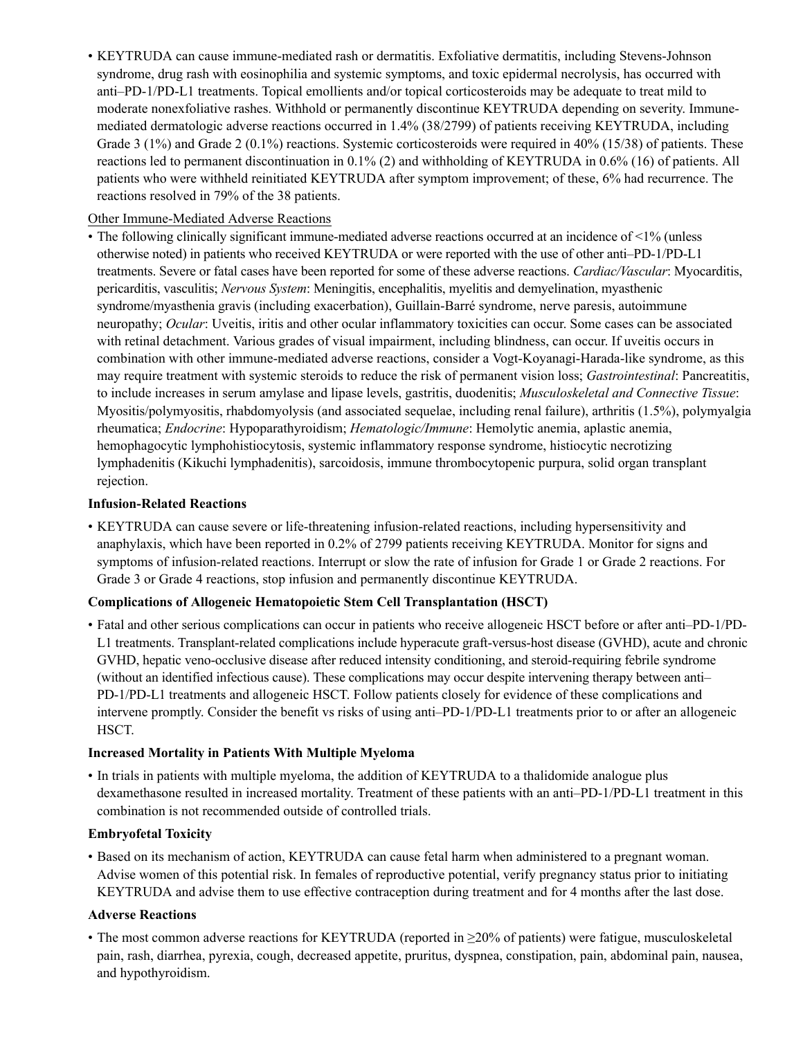- KEYTRUDA can cause immune-mediated rash or dermatitis. Exfoliative dermatitis, including Stevens-Johnson syndrome, drug rash with eosinophilia and systemic symptoms, and toxic epidermal necrolysis, has occurred with anti–PD-1/PD-L1 treatments. Topical emollients and/or topical corticosteroids may be adequate to treat mild to moderate nonexfoliative rashes. Withhold or permanently discontinue KEYTRUDA depending on severity. Immune-mediated dermatologic adverse reactions occurred in 1.4% (38/2799) of patients receiving KEYTRUDA, including Grade 3 (1%) and Grade 2 (0.1%) reactions. Systemic corticosteroids were required in 40% (15/38) of patients. These reactions led to permanent discontinuation in 0.1% (2) and withholding of KEYTRUDA in 0.6% (16) of patients. All patients who were withheld reinitiated KEYTRUDA after symptom improvement; of these, 6% had recurrence. The reactions resolved in 79% of the 38 patients.

Other Immune-Mediated Adverse Reactions

- The following clinically significant immune-mediated adverse reactions occurred at an incidence of <1% (unless otherwise noted) in patients who received KEYTRUDA or were reported with the use of other anti–PD-1/PD-L1 treatments. Severe or fatal cases have been reported for some of these adverse reactions. *Cardiac/Vascular*: Myocarditis, pericarditis, vasculitis; *Nervous System*: Meningitis, encephalitis, myelitis and demyelination, myasthenic syndrome/myasthenia gravis (including exacerbation), Guillain-Barré syndrome, nerve paresis, autoimmune neuropathy; *Ocular*: Uveitis, iritis and other ocular inflammatory toxicities can occur. Some cases can be associated with retinal detachment. Various grades of visual impairment, including blindness, can occur. If uveitis occurs in combination with other immune-mediated adverse reactions, consider a Vogt-Koyanagi-Harada-like syndrome, as this may require treatment with systemic steroids to reduce the risk of permanent vision loss; *Gastrointestinal*: Pancreatitis, to include increases in serum amylase and lipase levels, gastritis, duodenitis; *Musculoskeletal and Connective Tissue*: Myositis/polymyositis, rhabdomyolysis (and associated sequelae, including renal failure), arthritis (1.5%), polymyalgia rheumatica; *Endocrine*: Hypoparathyroidism; *Hematologic/Immune*: Hemolytic anemia, aplastic anemia, hemophagocytic lymphohistiocytosis, systemic inflammatory response syndrome, histiocytic necrotizing lymphadenitis (Kikuchi lymphadenitis), sarcoidosis, immune thrombocytopenic purpura, solid organ transplant rejection.

**Infusion-Related Reactions**

- KEYTRUDA can cause severe or life-threatening infusion-related reactions, including hypersensitivity and anaphylaxis, which have been reported in 0.2% of 2799 patients receiving KEYTRUDA. Monitor for signs and symptoms of infusion-related reactions. Interrupt or slow the rate of infusion for Grade 1 or Grade 2 reactions. For Grade 3 or Grade 4 reactions, stop infusion and permanently discontinue KEYTRUDA.

**Complications of Allogeneic Hematopoietic Stem Cell Transplantation (HSCT)**

- Fatal and other serious complications can occur in patients who receive allogeneic HSCT before or after anti–PD-1/PD-L1 treatments. Transplant-related complications include hyperacute graft-versus-host disease (GVHD), acute and chronic GVHD, hepatic veno-occlusive disease after reduced intensity conditioning, and steroid-requiring febrile syndrome (without an identified infectious cause). These complications may occur despite intervening therapy between anti–PD-1/PD-L1 treatments and allogeneic HSCT. Follow patients closely for evidence of these complications and intervene promptly. Consider the benefit vs risks of using anti–PD-1/PD-L1 treatments prior to or after an allogeneic HSCT.

**Increased Mortality in Patients With Multiple Myeloma**

- In trials in patients with multiple myeloma, the addition of KEYTRUDA to a thalidomide analogue plus dexamethasone resulted in increased mortality. Treatment of these patients with an anti–PD-1/PD-L1 treatment in this combination is not recommended outside of controlled trials.

**Embryofetal Toxicity**

- Based on its mechanism of action, KEYTRUDA can cause fetal harm when administered to a pregnant woman. Advise women of this potential risk. In females of reproductive potential, verify pregnancy status prior to initiating KEYTRUDA and advise them to use effective contraception during treatment and for 4 months after the last dose.

**Adverse Reactions**

- The most common adverse reactions for KEYTRUDA (reported in ≥20% of patients) were fatigue, musculoskeletal pain, rash, diarrhea, pyrexia, cough, decreased appetite, pruritus, dyspnea, constipation, pain, abdominal pain, nausea, and hypothyroidism.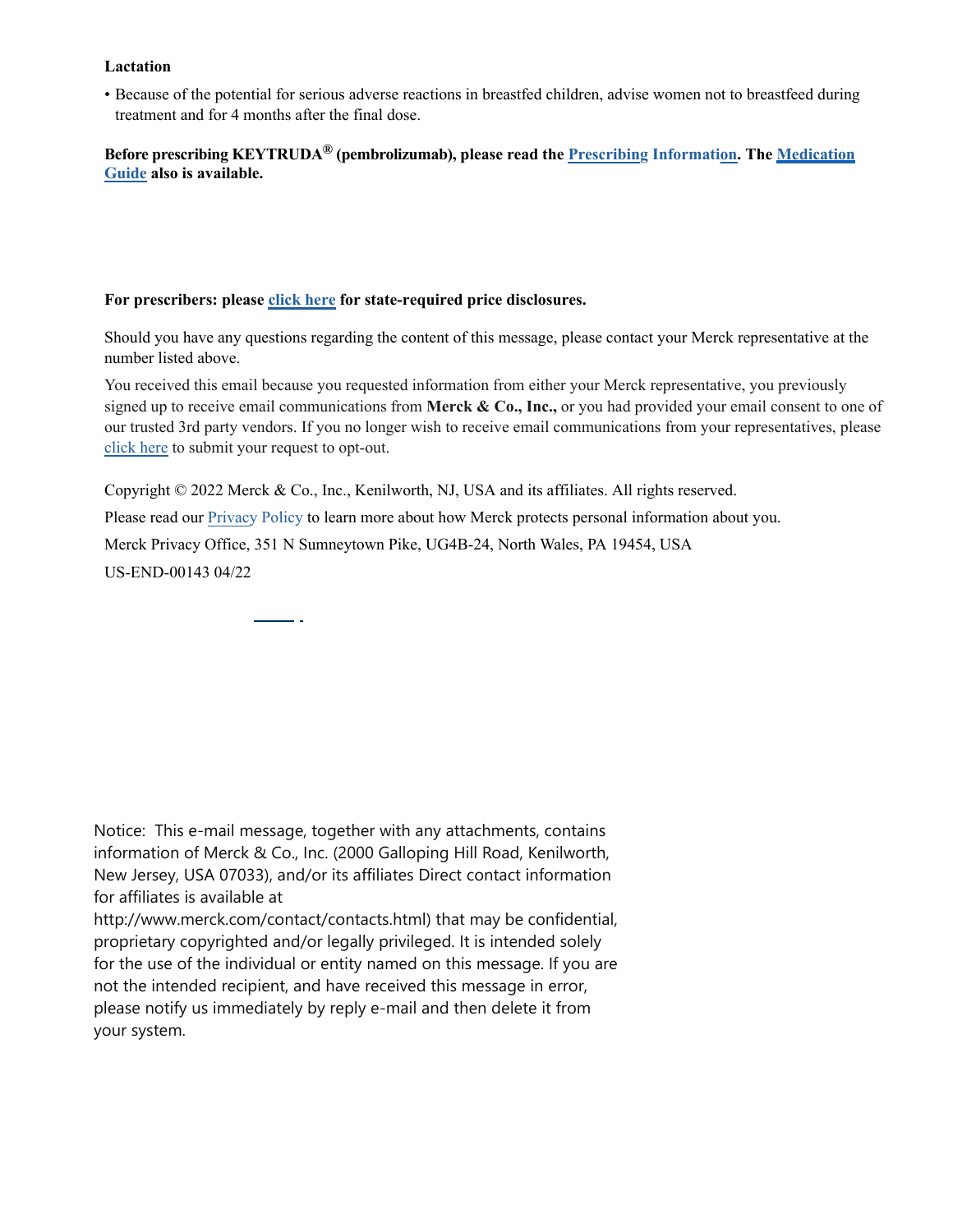**Lactation**

- Because of the potential for serious adverse reactions in breastfed children, advise women not to breastfeed during treatment and for 4 months after the final dose.

**Before prescribing KEYTRUDA® (pembrolizumab), please read the Prescribing Information. The Medication Guide also is available.**

**For prescribers: please click here for state-required price disclosures.**

Should you have any questions regarding the content of this message, please contact your Merck representative at the number listed above.

You received this email because you requested information from either your Merck representative, you previously signed up to receive email communications from **Merck & Co., Inc.,** or you had provided your email consent to one of our trusted 3rd party vendors. If you no longer wish to receive email communications from your representatives, please click here to submit your request to opt-out.

Copyright © 2022 Merck & Co., Inc., Kenilworth, NJ, USA and its affiliates. All rights reserved.

Please read our Privacy Policy to learn more about how Merck protects personal information about you.

Merck Privacy Office, 351 N Sumneytown Pike, UG4B-24, North Wales, PA 19454, USA

US-END-00143 04/22

Notice: This e-mail message, together with any attachments, contains information of Merck & Co., Inc. (2000 Galloping Hill Road, Kenilworth, New Jersey, USA 07033), and/or its affiliates Direct contact information for affiliates is available at http://www.merck.com/contact/contacts.html) that may be confidential, proprietary copyrighted and/or legally privileged. It is intended solely for the use of the individual or entity named on this message. If you are not the intended recipient, and have received this message in error, please notify us immediately by reply e-mail and then delete it from your system.